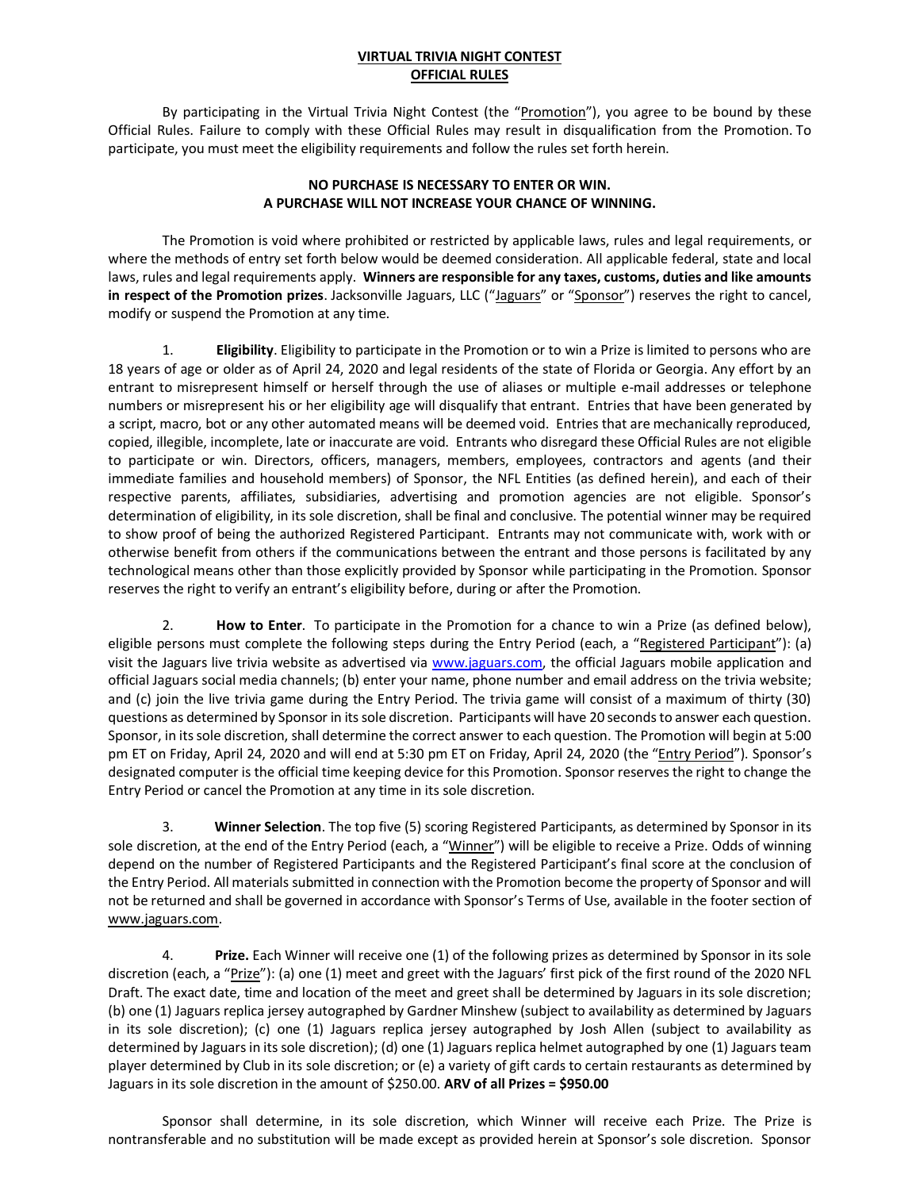# VIRTUAL TRIVIA NIGHT CONTEST
## OFFICIAL RULES

By participating in the Virtual Trivia Night Contest (the "Promotion"), you agree to be bound by these Official Rules. Failure to comply with these Official Rules may result in disqualification from the Promotion. To participate, you must meet the eligibility requirements and follow the rules set forth herein.

**NO PURCHASE IS NECESSARY TO ENTER OR WIN.**
**A PURCHASE WILL NOT INCREASE YOUR CHANCE OF WINNING.**

The Promotion is void where prohibited or restricted by applicable laws, rules and legal requirements, or where the methods of entry set forth below would be deemed consideration. All applicable federal, state and local laws, rules and legal requirements apply. **Winners are responsible for any taxes, customs, duties and like amounts in respect of the Promotion prizes**. Jacksonville Jaguars, LLC ("Jaguars" or "Sponsor") reserves the right to cancel, modify or suspend the Promotion at any time.

1. **Eligibility**. Eligibility to participate in the Promotion or to win a Prize is limited to persons who are 18 years of age or older as of April 24, 2020 and legal residents of the state of Florida or Georgia. Any effort by an entrant to misrepresent himself or herself through the use of aliases or multiple e-mail addresses or telephone numbers or misrepresent his or her eligibility age will disqualify that entrant. Entries that have been generated by a script, macro, bot or any other automated means will be deemed void. Entries that are mechanically reproduced, copied, illegible, incomplete, late or inaccurate are void. Entrants who disregard these Official Rules are not eligible to participate or win. Directors, officers, managers, members, employees, contractors and agents (and their immediate families and household members) of Sponsor, the NFL Entities (as defined herein), and each of their respective parents, affiliates, subsidiaries, advertising and promotion agencies are not eligible. Sponsor's determination of eligibility, in its sole discretion, shall be final and conclusive. The potential winner may be required to show proof of being the authorized Registered Participant. Entrants may not communicate with, work with or otherwise benefit from others if the communications between the entrant and those persons is facilitated by any technological means other than those explicitly provided by Sponsor while participating in the Promotion. Sponsor reserves the right to verify an entrant's eligibility before, during or after the Promotion.

2. **How to Enter**. To participate in the Promotion for a chance to win a Prize (as defined below), eligible persons must complete the following steps during the Entry Period (each, a "Registered Participant"): (a) visit the Jaguars live trivia website as advertised via www.jaguars.com, the official Jaguars mobile application and official Jaguars social media channels; (b) enter your name, phone number and email address on the trivia website; and (c) join the live trivia game during the Entry Period. The trivia game will consist of a maximum of thirty (30) questions as determined by Sponsor in its sole discretion. Participants will have 20 seconds to answer each question. Sponsor, in its sole discretion, shall determine the correct answer to each question. The Promotion will begin at 5:00 pm ET on Friday, April 24, 2020 and will end at 5:30 pm ET on Friday, April 24, 2020 (the "Entry Period"). Sponsor's designated computer is the official time keeping device for this Promotion. Sponsor reserves the right to change the Entry Period or cancel the Promotion at any time in its sole discretion.

3. **Winner Selection**. The top five (5) scoring Registered Participants, as determined by Sponsor in its sole discretion, at the end of the Entry Period (each, a "Winner") will be eligible to receive a Prize. Odds of winning depend on the number of Registered Participants and the Registered Participant's final score at the conclusion of the Entry Period. All materials submitted in connection with the Promotion become the property of Sponsor and will not be returned and shall be governed in accordance with Sponsor's Terms of Use, available in the footer section of www.jaguars.com.

4. **Prize.** Each Winner will receive one (1) of the following prizes as determined by Sponsor in its sole discretion (each, a "Prize"): (a) one (1) meet and greet with the Jaguars' first pick of the first round of the 2020 NFL Draft. The exact date, time and location of the meet and greet shall be determined by Jaguars in its sole discretion; (b) one (1) Jaguars replica jersey autographed by Gardner Minshew (subject to availability as determined by Jaguars in its sole discretion); (c) one (1) Jaguars replica jersey autographed by Josh Allen (subject to availability as determined by Jaguars in its sole discretion); (d) one (1) Jaguars replica helmet autographed by one (1) Jaguars team player determined by Club in its sole discretion; or (e) a variety of gift cards to certain restaurants as determined by Jaguars in its sole discretion in the amount of $250.00. **ARV of all Prizes = $950.00**

Sponsor shall determine, in its sole discretion, which Winner will receive each Prize. The Prize is nontransferable and no substitution will be made except as provided herein at Sponsor's sole discretion. Sponsor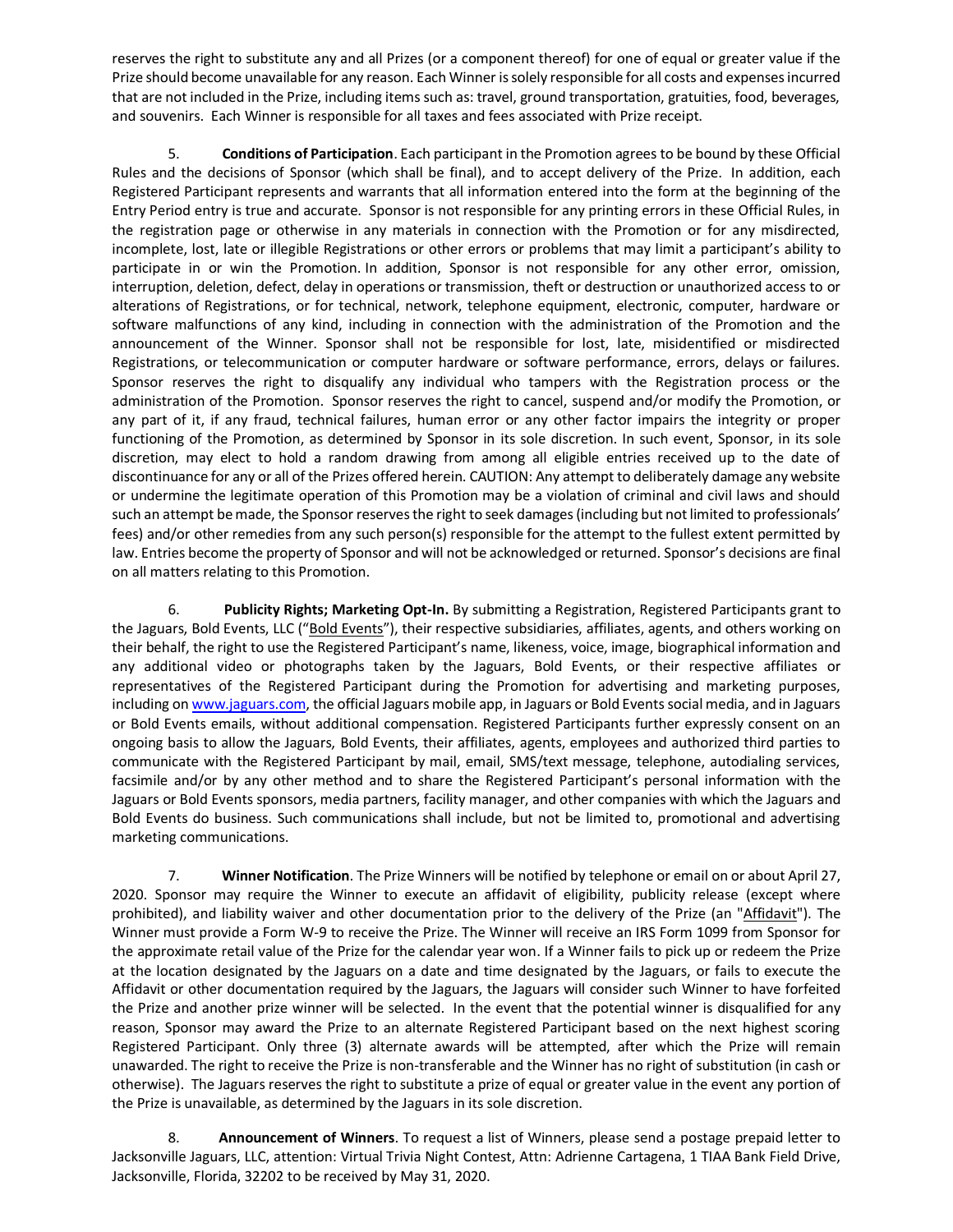reserves the right to substitute any and all Prizes (or a component thereof) for one of equal or greater value if the Prize should become unavailable for any reason. Each Winner is solely responsible for all costs and expenses incurred that are not included in the Prize, including items such as: travel, ground transportation, gratuities, food, beverages, and souvenirs. Each Winner is responsible for all taxes and fees associated with Prize receipt.

5. **Conditions of Participation**. Each participant in the Promotion agrees to be bound by these Official Rules and the decisions of Sponsor (which shall be final), and to accept delivery of the Prize. In addition, each Registered Participant represents and warrants that all information entered into the form at the beginning of the Entry Period entry is true and accurate. Sponsor is not responsible for any printing errors in these Official Rules, in the registration page or otherwise in any materials in connection with the Promotion or for any misdirected, incomplete, lost, late or illegible Registrations or other errors or problems that may limit a participant's ability to participate in or win the Promotion. In addition, Sponsor is not responsible for any other error, omission, interruption, deletion, defect, delay in operations or transmission, theft or destruction or unauthorized access to or alterations of Registrations, or for technical, network, telephone equipment, electronic, computer, hardware or software malfunctions of any kind, including in connection with the administration of the Promotion and the announcement of the Winner. Sponsor shall not be responsible for lost, late, misidentified or misdirected Registrations, or telecommunication or computer hardware or software performance, errors, delays or failures. Sponsor reserves the right to disqualify any individual who tampers with the Registration process or the administration of the Promotion. Sponsor reserves the right to cancel, suspend and/or modify the Promotion, or any part of it, if any fraud, technical failures, human error or any other factor impairs the integrity or proper functioning of the Promotion, as determined by Sponsor in its sole discretion. In such event, Sponsor, in its sole discretion, may elect to hold a random drawing from among all eligible entries received up to the date of discontinuance for any or all of the Prizes offered herein. CAUTION: Any attempt to deliberately damage any website or undermine the legitimate operation of this Promotion may be a violation of criminal and civil laws and should such an attempt be made, the Sponsor reserves the right to seek damages (including but not limited to professionals' fees) and/or other remedies from any such person(s) responsible for the attempt to the fullest extent permitted by law. Entries become the property of Sponsor and will not be acknowledged or returned. Sponsor's decisions are final on all matters relating to this Promotion.

6. **Publicity Rights; Marketing Opt-In.** By submitting a Registration, Registered Participants grant to the Jaguars, Bold Events, LLC ("Bold Events"), their respective subsidiaries, affiliates, agents, and others working on their behalf, the right to use the Registered Participant's name, likeness, voice, image, biographical information and any additional video or photographs taken by the Jaguars, Bold Events, or their respective affiliates or representatives of the Registered Participant during the Promotion for advertising and marketing purposes, including on www.jaguars.com, the official Jaguars mobile app, in Jaguars or Bold Events social media, and in Jaguars or Bold Events emails, without additional compensation. Registered Participants further expressly consent on an ongoing basis to allow the Jaguars, Bold Events, their affiliates, agents, employees and authorized third parties to communicate with the Registered Participant by mail, email, SMS/text message, telephone, autodialing services, facsimile and/or by any other method and to share the Registered Participant's personal information with the Jaguars or Bold Events sponsors, media partners, facility manager, and other companies with which the Jaguars and Bold Events do business. Such communications shall include, but not be limited to, promotional and advertising marketing communications.

7. **Winner Notification**. The Prize Winners will be notified by telephone or email on or about April 27, 2020. Sponsor may require the Winner to execute an affidavit of eligibility, publicity release (except where prohibited), and liability waiver and other documentation prior to the delivery of the Prize (an "Affidavit"). The Winner must provide a Form W-9 to receive the Prize. The Winner will receive an IRS Form 1099 from Sponsor for the approximate retail value of the Prize for the calendar year won. If a Winner fails to pick up or redeem the Prize at the location designated by the Jaguars on a date and time designated by the Jaguars, or fails to execute the Affidavit or other documentation required by the Jaguars, the Jaguars will consider such Winner to have forfeited the Prize and another prize winner will be selected. In the event that the potential winner is disqualified for any reason, Sponsor may award the Prize to an alternate Registered Participant based on the next highest scoring Registered Participant. Only three (3) alternate awards will be attempted, after which the Prize will remain unawarded. The right to receive the Prize is non-transferable and the Winner has no right of substitution (in cash or otherwise). The Jaguars reserves the right to substitute a prize of equal or greater value in the event any portion of the Prize is unavailable, as determined by the Jaguars in its sole discretion.

8. **Announcement of Winners**. To request a list of Winners, please send a postage prepaid letter to Jacksonville Jaguars, LLC, attention: Virtual Trivia Night Contest, Attn: Adrienne Cartagena, 1 TIAA Bank Field Drive, Jacksonville, Florida, 32202 to be received by May 31, 2020.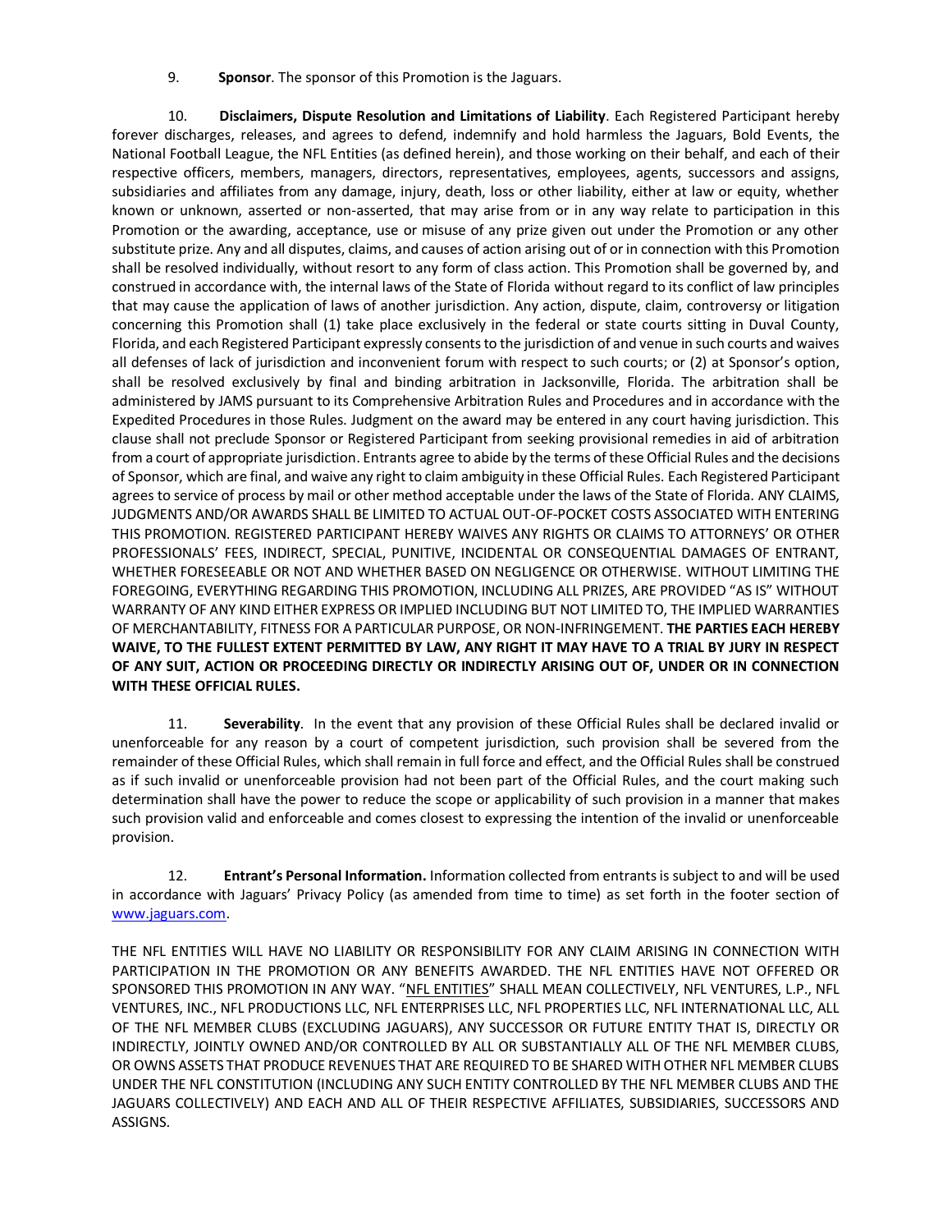9. **Sponsor**. The sponsor of this Promotion is the Jaguars.

10. **Disclaimers, Dispute Resolution and Limitations of Liability**. Each Registered Participant hereby forever discharges, releases, and agrees to defend, indemnify and hold harmless the Jaguars, Bold Events, the National Football League, the NFL Entities (as defined herein), and those working on their behalf, and each of their respective officers, members, managers, directors, representatives, employees, agents, successors and assigns, subsidiaries and affiliates from any damage, injury, death, loss or other liability, either at law or equity, whether known or unknown, asserted or non-asserted, that may arise from or in any way relate to participation in this Promotion or the awarding, acceptance, use or misuse of any prize given out under the Promotion or any other substitute prize. Any and all disputes, claims, and causes of action arising out of or in connection with this Promotion shall be resolved individually, without resort to any form of class action. This Promotion shall be governed by, and construed in accordance with, the internal laws of the State of Florida without regard to its conflict of law principles that may cause the application of laws of another jurisdiction. Any action, dispute, claim, controversy or litigation concerning this Promotion shall (1) take place exclusively in the federal or state courts sitting in Duval County, Florida, and each Registered Participant expressly consents to the jurisdiction of and venue in such courts and waives all defenses of lack of jurisdiction and inconvenient forum with respect to such courts; or (2) at Sponsor's option, shall be resolved exclusively by final and binding arbitration in Jacksonville, Florida. The arbitration shall be administered by JAMS pursuant to its Comprehensive Arbitration Rules and Procedures and in accordance with the Expedited Procedures in those Rules. Judgment on the award may be entered in any court having jurisdiction. This clause shall not preclude Sponsor or Registered Participant from seeking provisional remedies in aid of arbitration from a court of appropriate jurisdiction. Entrants agree to abide by the terms of these Official Rules and the decisions of Sponsor, which are final, and waive any right to claim ambiguity in these Official Rules. Each Registered Participant agrees to service of process by mail or other method acceptable under the laws of the State of Florida. ANY CLAIMS, JUDGMENTS AND/OR AWARDS SHALL BE LIMITED TO ACTUAL OUT-OF-POCKET COSTS ASSOCIATED WITH ENTERING THIS PROMOTION. REGISTERED PARTICIPANT HEREBY WAIVES ANY RIGHTS OR CLAIMS TO ATTORNEYS' OR OTHER PROFESSIONALS' FEES, INDIRECT, SPECIAL, PUNITIVE, INCIDENTAL OR CONSEQUENTIAL DAMAGES OF ENTRANT, WHETHER FORESEEABLE OR NOT AND WHETHER BASED ON NEGLIGENCE OR OTHERWISE. WITHOUT LIMITING THE FOREGOING, EVERYTHING REGARDING THIS PROMOTION, INCLUDING ALL PRIZES, ARE PROVIDED "AS IS" WITHOUT WARRANTY OF ANY KIND EITHER EXPRESS OR IMPLIED INCLUDING BUT NOT LIMITED TO, THE IMPLIED WARRANTIES OF MERCHANTABILITY, FITNESS FOR A PARTICULAR PURPOSE, OR NON-INFRINGEMENT. **THE PARTIES EACH HEREBY WAIVE, TO THE FULLEST EXTENT PERMITTED BY LAW, ANY RIGHT IT MAY HAVE TO A TRIAL BY JURY IN RESPECT OF ANY SUIT, ACTION OR PROCEEDING DIRECTLY OR INDIRECTLY ARISING OUT OF, UNDER OR IN CONNECTION WITH THESE OFFICIAL RULES.**

11. **Severability**. In the event that any provision of these Official Rules shall be declared invalid or unenforceable for any reason by a court of competent jurisdiction, such provision shall be severed from the remainder of these Official Rules, which shall remain in full force and effect, and the Official Rules shall be construed as if such invalid or unenforceable provision had not been part of the Official Rules, and the court making such determination shall have the power to reduce the scope or applicability of such provision in a manner that makes such provision valid and enforceable and comes closest to expressing the intention of the invalid or unenforceable provision.

12. **Entrant's Personal Information.** Information collected from entrants is subject to and will be used in accordance with Jaguars' Privacy Policy (as amended from time to time) as set forth in the footer section of www.jaguars.com.

THE NFL ENTITIES WILL HAVE NO LIABILITY OR RESPONSIBILITY FOR ANY CLAIM ARISING IN CONNECTION WITH PARTICIPATION IN THE PROMOTION OR ANY BENEFITS AWARDED. THE NFL ENTITIES HAVE NOT OFFERED OR SPONSORED THIS PROMOTION IN ANY WAY. "NFL ENTITIES" SHALL MEAN COLLECTIVELY, NFL VENTURES, L.P., NFL VENTURES, INC., NFL PRODUCTIONS LLC, NFL ENTERPRISES LLC, NFL PROPERTIES LLC, NFL INTERNATIONAL LLC, ALL OF THE NFL MEMBER CLUBS (EXCLUDING JAGUARS), ANY SUCCESSOR OR FUTURE ENTITY THAT IS, DIRECTLY OR INDIRECTLY, JOINTLY OWNED AND/OR CONTROLLED BY ALL OR SUBSTANTIALLY ALL OF THE NFL MEMBER CLUBS, OR OWNS ASSETS THAT PRODUCE REVENUES THAT ARE REQUIRED TO BE SHARED WITH OTHER NFL MEMBER CLUBS UNDER THE NFL CONSTITUTION (INCLUDING ANY SUCH ENTITY CONTROLLED BY THE NFL MEMBER CLUBS AND THE JAGUARS COLLECTIVELY) AND EACH AND ALL OF THEIR RESPECTIVE AFFILIATES, SUBSIDIARIES, SUCCESSORS AND ASSIGNS.